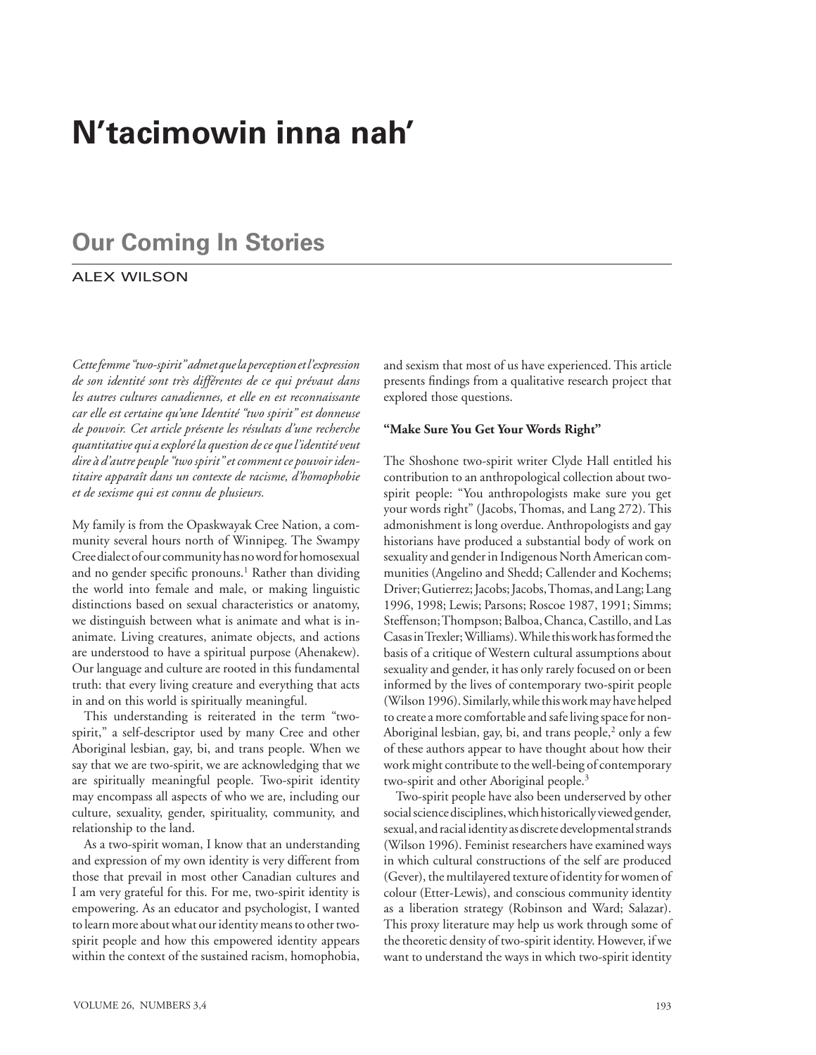# N'tacimowin inna nah'

## Our Coming In Stories

ALEX WILSON

*Cette femme "two-spirit" admet que la perception et l'expression de son identité sont très différentes de ce qui prévaut dans les autres cultures canadiennes, et elle en est reconnaissante car elle est certaine qu'une Identité "two spirit" est donneuse de pouvoir. Cet article présente les résultats d'une recherche quantitative qui a exploré la question de ce que l'identité veut dire à d'autre peuple "two spirit" et comment ce pouvoir identitaire apparaît dans un contexte de racisme, d'homophobie et de sexisme qui est connu de plusieurs.*

My family is from the Opaskwayak Cree Nation, a community several hours north of Winnipeg. The Swampy Cree dialect of our community has no word for homosexual and no gender specific pronouns.[1] Rather than dividing the world into female and male, or making linguistic distinctions based on sexual characteristics or anatomy, we distinguish between what is animate and what is inanimate. Living creatures, animate objects, and actions are understood to have a spiritual purpose (Ahenakew). Our language and culture are rooted in this fundamental truth: that every living creature and everything that acts in and on this world is spiritually meaningful.

This understanding is reiterated in the term "two-spirit," a self-descriptor used by many Cree and other Aboriginal lesbian, gay, bi, and trans people. When we say that we are two-spirit, we are acknowledging that we are spiritually meaningful people. Two-spirit identity may encompass all aspects of who we are, including our culture, sexuality, gender, spirituality, community, and relationship to the land.

As a two-spirit woman, I know that an understanding and expression of my own identity is very different from those that prevail in most other Canadian cultures and I am very grateful for this. For me, two-spirit identity is empowering. As an educator and psychologist, I wanted to learn more about what our identity means to other two-spirit people and how this empowered identity appears within the context of the sustained racism, homophobia, and sexism that most of us have experienced. This article presents findings from a qualitative research project that explored those questions.

**"Make Sure You Get Your Words Right"**

The Shoshone two-spirit writer Clyde Hall entitled his contribution to an anthropological collection about two-spirit people: "You anthropologists make sure you get your words right" (Jacobs, Thomas, and Lang 272). This admonishment is long overdue. Anthropologists and gay historians have produced a substantial body of work on sexuality and gender in Indigenous North American communities (Angelino and Shedd; Callender and Kochems; Driver; Gutierrez; Jacobs; Jacobs, Thomas, and Lang; Lang 1996, 1998; Lewis; Parsons; Roscoe 1987, 1991; Simms; Steffenson; Thompson; Balboa, Chanca, Castillo, and Las Casas in Trexler; Williams). While this work has formed the basis of a critique of Western cultural assumptions about sexuality and gender, it has only rarely focused on or been informed by the lives of contemporary two-spirit people (Wilson 1996). Similarly, while this work may have helped to create a more comfortable and safe living space for non-Aboriginal lesbian, gay, bi, and trans people,[2] only a few of these authors appear to have thought about how their work might contribute to the well-being of contemporary two-spirit and other Aboriginal people.[3]

Two-spirit people have also been underserved by other social science disciplines, which historically viewed gender, sexual, and racial identity as discrete developmental strands (Wilson 1996). Feminist researchers have examined ways in which cultural constructions of the self are produced (Gever), the multilayered texture of identity for women of colour (Etter-Lewis), and conscious community identity as a liberation strategy (Robinson and Ward; Salazar). This proxy literature may help us work through some of the theoretic density of two-spirit identity. However, if we want to understand the ways in which two-spirit identity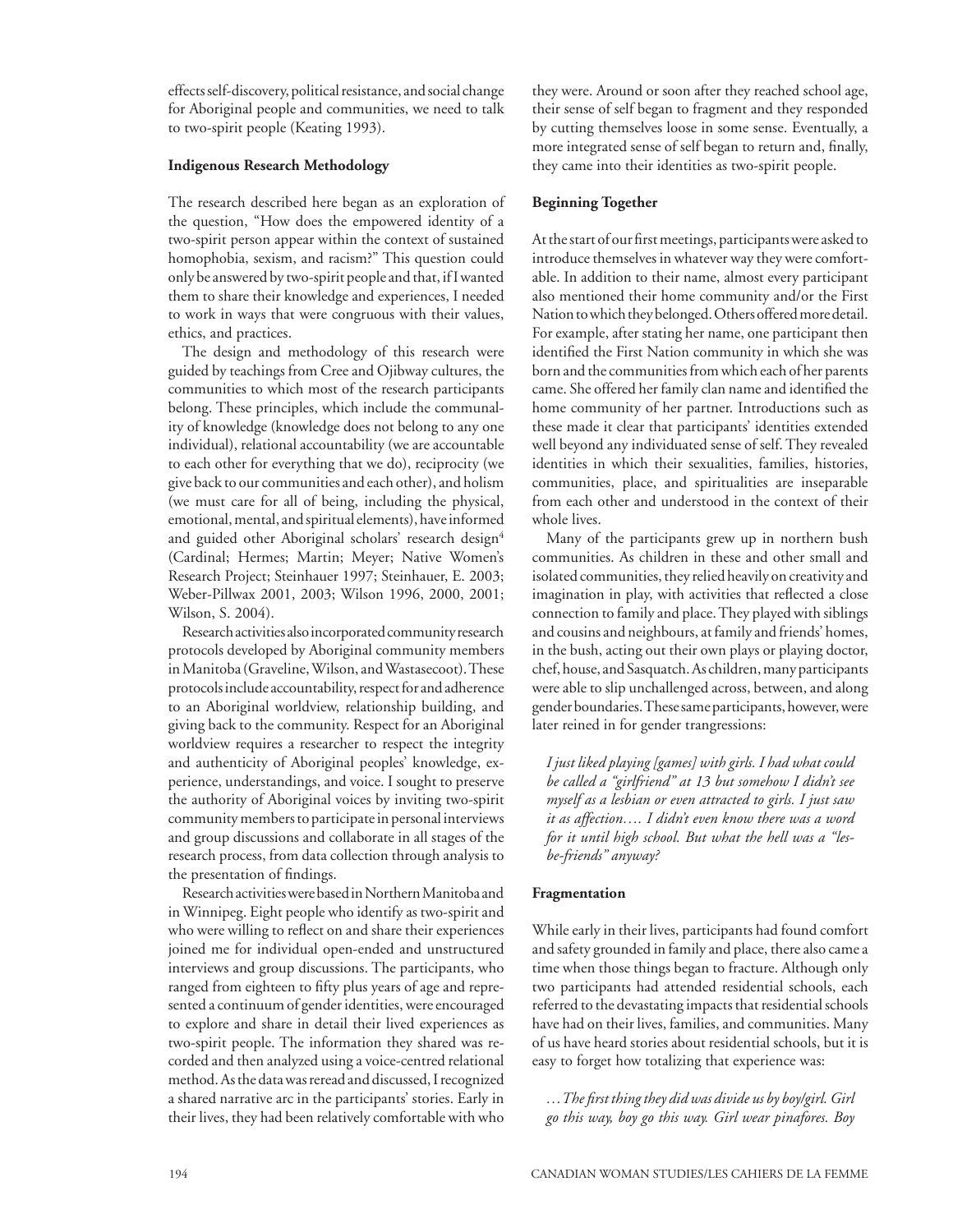effects self-discovery, political resistance, and social change for Aboriginal people and communities, we need to talk to two-spirit people (Keating 1993).

**Indigenous Research Methodology**

The research described here began as an exploration of the question, "How does the empowered identity of a two-spirit person appear within the context of sustained homophobia, sexism, and racism?" This question could only be answered by two-spirit people and that, if I wanted them to share their knowledge and experiences, I needed to work in ways that were congruous with their values, ethics, and practices.

The design and methodology of this research were guided by teachings from Cree and Ojibway cultures, the communities to which most of the research participants belong. These principles, which include the communality of knowledge (knowledge does not belong to any one individual), relational accountability (we are accountable to each other for everything that we do), reciprocity (we give back to our communities and each other), and holism (we must care for all of being, including the physical, emotional, mental, and spiritual elements), have informed and guided other Aboriginal scholars' research design[4] (Cardinal; Hermes; Martin; Meyer; Native Women's Research Project; Steinhauer 1997; Steinhauer, E. 2003; Weber-Pillwax 2001, 2003; Wilson 1996, 2000, 2001; Wilson, S. 2004).

Research activities also incorporated community research protocols developed by Aboriginal community members in Manitoba (Graveline, Wilson, and Wastasecoot). These protocols include accountability, respect for and adherence to an Aboriginal worldview, relationship building, and giving back to the community. Respect for an Aboriginal worldview requires a researcher to respect the integrity and authenticity of Aboriginal peoples' knowledge, experience, understandings, and voice. I sought to preserve the authority of Aboriginal voices by inviting two-spirit community members to participate in personal interviews and group discussions and collaborate in all stages of the research process, from data collection through analysis to the presentation of findings.

Research activities were based in Northern Manitoba and in Winnipeg. Eight people who identify as two-spirit and who were willing to reflect on and share their experiences joined me for individual open-ended and unstructured interviews and group discussions. The participants, who ranged from eighteen to fifty plus years of age and represented a continuum of gender identities, were encouraged to explore and share in detail their lived experiences as two-spirit people. The information they shared was recorded and then analyzed using a voice-centred relational method. As the data was reread and discussed, I recognized a shared narrative arc in the participants' stories. Early in their lives, they had been relatively comfortable with who they were. Around or soon after they reached school age, their sense of self began to fragment and they responded by cutting themselves loose in some sense. Eventually, a more integrated sense of self began to return and, finally, they came into their identities as two-spirit people.

**Beginning Together**

At the start of our first meetings, participants were asked to introduce themselves in whatever way they were comfortable. In addition to their name, almost every participant also mentioned their home community and/or the First Nation to which they belonged. Others offered more detail. For example, after stating her name, one participant then identified the First Nation community in which she was born and the communities from which each of her parents came. She offered her family clan name and identified the home community of her partner. Introductions such as these made it clear that participants' identities extended well beyond any individuated sense of self. They revealed identities in which their sexualities, families, histories, communities, place, and spiritualities are inseparable from each other and understood in the context of their whole lives.

Many of the participants grew up in northern bush communities. As children in these and other small and isolated communities, they relied heavily on creativity and imagination in play, with activities that reflected a close connection to family and place. They played with siblings and cousins and neighbours, at family and friends' homes, in the bush, acting out their own plays or playing doctor, chef, house, and Sasquatch. As children, many participants were able to slip unchallenged across, between, and along gender boundaries. These same participants, however, were later reined in for gender trangressions:

> *I just liked playing [games] with girls. I had what could be called a "girlfriend" at 13 but somehow I didn't see myself as a lesbian or even attracted to girls. I just saw it as affection.… I didn't even know there was a word for it until high school. But what the hell was a "lesbe-friends" anyway?*

**Fragmentation**

While early in their lives, participants had found comfort and safety grounded in family and place, there also came a time when those things began to fracture. Although only two participants had attended residential schools, each referred to the devastating impacts that residential schools have had on their lives, families, and communities. Many of us have heard stories about residential schools, but it is easy to forget how totalizing that experience was:

> *…The first thing they did was divide us by boy/girl. Girl go this way, boy go this way. Girl wear pinafores. Boy*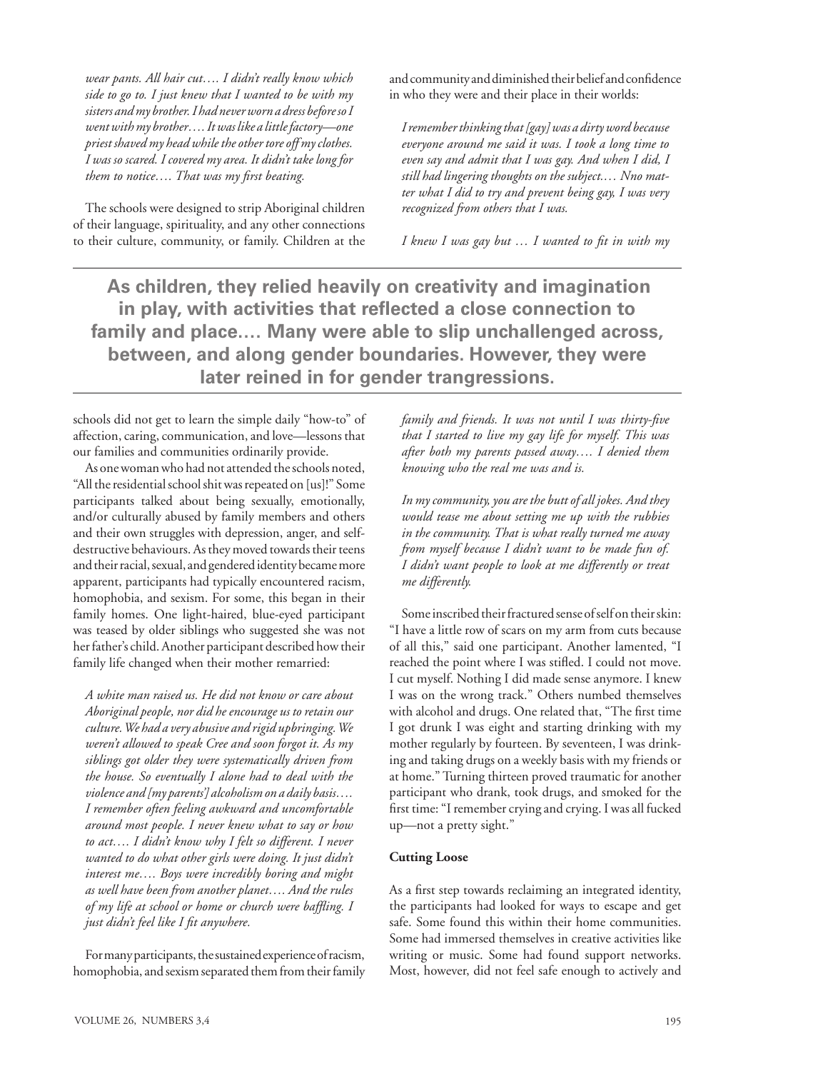*wear pants. All hair cut…. I didn't really know which side to go to. I just knew that I wanted to be with my sisters and my brother. I had never worn a dress before so I went with my brother…. It was like a little factory—one priest shaved my head while the other tore off my clothes. I was so scared. I covered my area. It didn't take long for them to notice…. That was my first beating.*

The schools were designed to strip Aboriginal children of their language, spirituality, and any other connections to their culture, community, or family. Children at the schools did not get to learn the simple daily "how-to" of affection, caring, communication, and love—lessons that our families and communities ordinarily provide.

As one woman who had not attended the schools noted, "All the residential school shit was repeated on [us]!" Some participants talked about being sexually, emotionally, and/or culturally abused by family members and others and their own struggles with depression, anger, and self-destructive behaviours. As they moved towards their teens and their racial, sexual, and gendered identity became more apparent, participants had typically encountered racism, homophobia, and sexism. For some, this began in their family homes. One light-haired, blue-eyed participant was teased by older siblings who suggested she was not her father's child. Another participant described how their family life changed when their mother remarried:

> *A white man raised us. He did not know or care about Aboriginal people, nor did he encourage us to retain our culture. We had a very abusive and rigid upbringing. We weren't allowed to speak Cree and soon forgot it. As my siblings got older they were systematically driven from the house. So eventually I alone had to deal with the violence and [my parents'] alcoholism on a daily basis…. I remember often feeling awkward and uncomfortable around most people. I never knew what to say or how to act…. I didn't know why I felt so different. I never wanted to do what other girls were doing. It just didn't interest me…. Boys were incredibly boring and might as well have been from another planet…. And the rules of my life at school or home or church were baffling. I just didn't feel like I fit anywhere.*

For many participants, the sustained experience of racism, homophobia, and sexism separated them from their family and community and diminished their belief and confidence in who they were and their place in their worlds:

> *I remember thinking that [gay] was a dirty word because everyone around me said it was. I took a long time to even say and admit that I was gay. And when I did, I still had lingering thoughts on the subject.… Nno matter what I did to try and prevent being gay, I was very recognized from others that I was.*

> *I knew I was gay but … I wanted to fit in with my family and friends. It was not until I was thirty-five that I started to live my gay life for myself. This was after both my parents passed away…. I denied them knowing who the real me was and is.*

> *In my community, you are the butt of all jokes. And they would tease me about setting me up with the rubbies in the community. That is what really turned me away from myself because I didn't want to be made fun of. I didn't want people to look at me differently or treat me differently.*

**As children, they relied heavily on creativity and imagination in play, with activities that reflected a close connection to family and place.… Many were able to slip unchallenged across, between, and along gender boundaries. However, they were later reined in for gender trangressions.**

Some inscribed their fractured sense of self on their skin: "I have a little row of scars on my arm from cuts because of all this," said one participant. Another lamented, "I reached the point where I was stifled. I could not move. I cut myself. Nothing I did made sense anymore. I knew I was on the wrong track." Others numbed themselves with alcohol and drugs. One related that, "The first time I got drunk I was eight and starting drinking with my mother regularly by fourteen. By seventeen, I was drinking and taking drugs on a weekly basis with my friends or at home." Turning thirteen proved traumatic for another participant who drank, took drugs, and smoked for the first time: "I remember crying and crying. I was all fucked up—not a pretty sight."

### Cutting Loose

As a first step towards reclaiming an integrated identity, the participants had looked for ways to escape and get safe. Some found this within their home communities. Some had immersed themselves in creative activities like writing or music. Some had found support networks. Most, however, did not feel safe enough to actively and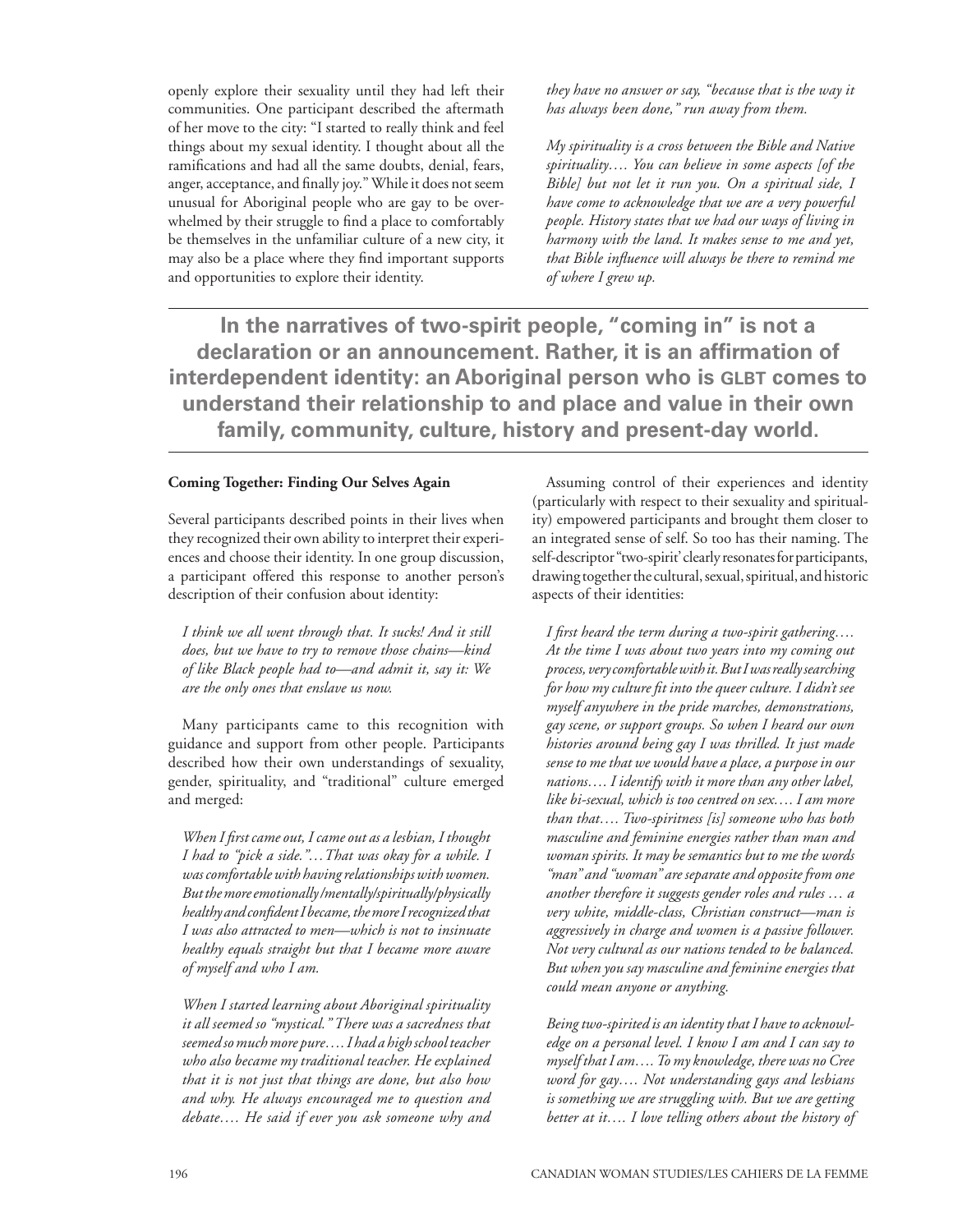openly explore their sexuality until they had left their communities. One participant described the aftermath of her move to the city: "I started to really think and feel things about my sexual identity. I thought about all the ramifications and had all the same doubts, denial, fears, anger, acceptance, and finally joy." While it does not seem unusual for Aboriginal people who are gay to be overwhelmed by their struggle to find a place to comfortably be themselves in the unfamiliar culture of a new city, it may also be a place where they find important supports and opportunities to explore their identity.

*they have no answer or say, "because that is the way it has always been done," run away from them.*

*My spirituality is a cross between the Bible and Native spirituality…. You can believe in some aspects [of the Bible] but not let it run you. On a spiritual side, I have come to acknowledge that we are a very powerful people. History states that we had our ways of living in harmony with the land. It makes sense to me and yet, that Bible influence will always be there to remind me of where I grew up.*

**In the narratives of two-spirit people, "coming in" is not a declaration or an announcement. Rather, it is an affirmation of interdependent identity: an Aboriginal person who is GLBT comes to understand their relationship to and place and value in their own family, community, culture, history and present-day world.**

### Coming Together: Finding Our Selves Again

Several participants described points in their lives when they recognized their own ability to interpret their experiences and choose their identity. In one group discussion, a participant offered this response to another person's description of their confusion about identity:

*I think we all went through that. It sucks! And it still does, but we have to try to remove those chains—kind of like Black people had to—and admit it, say it: We are the only ones that enslave us now.*

Many participants came to this recognition with guidance and support from other people. Participants described how their own understandings of sexuality, gender, spirituality, and "traditional" culture emerged and merged:

*When I first came out, I came out as a lesbian, I thought I had to "pick a side."…That was okay for a while. I was comfortable with having relationships with women. But the more emotionally/mentally/spiritually/physically healthy and confident I became, the more I recognized that I was also attracted to men—which is not to insinuate healthy equals straight but that I became more aware of myself and who I am.*

*When I started learning about Aboriginal spirituality it all seemed so "mystical." There was a sacredness that seemed so much more pure…. I had a high school teacher who also became my traditional teacher. He explained that it is not just that things are done, but also how and why. He always encouraged me to question and debate…. He said if ever you ask someone why and*

Assuming control of their experiences and identity (particularly with respect to their sexuality and spirituality) empowered participants and brought them closer to an integrated sense of self. So too has their naming. The self-descriptor "two-spirit' clearly resonates for participants, drawing together the cultural, sexual, spiritual, and historic aspects of their identities:

*I first heard the term during a two-spirit gathering…. At the time I was about two years into my coming out process, very comfortable with it. But I was really searching for how my culture fit into the queer culture. I didn't see myself anywhere in the pride marches, demonstrations, gay scene, or support groups. So when I heard our own histories around being gay I was thrilled. It just made sense to me that we would have a place, a purpose in our nations…. I identify with it more than any other label, like bi-sexual, which is too centred on sex…. I am more than that…. Two-spiritness [is] someone who has both masculine and feminine energies rather than man and woman spirits. It may be semantics but to me the words "man" and "woman" are separate and opposite from one another therefore it suggests gender roles and rules … a very white, middle-class, Christian construct—man is aggressively in charge and women is a passive follower. Not very cultural as our nations tended to be balanced. But when you say masculine and feminine energies that could mean anyone or anything.*

*Being two-spirited is an identity that I have to acknowledge on a personal level. I know I am and I can say to myself that I am…. To my knowledge, there was no Cree word for gay…. Not understanding gays and lesbians is something we are struggling with. But we are getting better at it…. I love telling others about the history of*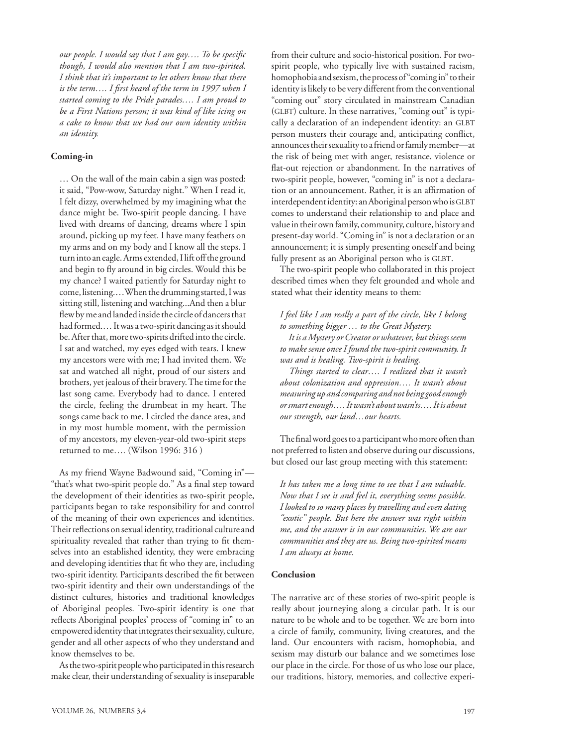*our people. I would say that I am gay…. To be specific though, I would also mention that I am two-spirited. I think that it's important to let others know that there is the term…. I first heard of the term in 1997 when I started coming to the Pride parades…. I am proud to be a First Nations person; it was kind of like icing on a cake to know that we had our own identity within an identity.*

### Coming-in

… On the wall of the main cabin a sign was posted: it said, "Pow-wow, Saturday night." When I read it, I felt dizzy, overwhelmed by my imagining what the dance might be. Two-spirit people dancing. I have lived with dreams of dancing, dreams where I spin around, picking up my feet. I have many feathers on my arms and on my body and I know all the steps. I turn into an eagle. Arms extended, I lift off the ground and begin to fly around in big circles. Would this be my chance? I waited patiently for Saturday night to come, listening.… When the drumming started, I was sitting still, listening and watching...And then a blur flew by me and landed inside the circle of dancers that had formed.… It was a two-spirit dancing as it should be. After that, more two-spirits drifted into the circle. I sat and watched, my eyes edged with tears. I knew my ancestors were with me; I had invited them. We sat and watched all night, proud of our sisters and brothers, yet jealous of their bravery. The time for the last song came. Everybody had to dance. I entered the circle, feeling the drumbeat in my heart. The songs came back to me. I circled the dance area, and in my most humble moment, with the permission of my ancestors, my eleven-year-old two-spirit steps returned to me…. (Wilson 1996: 316 )

As my friend Wayne Badwound said, "Coming in"—"that's what two-spirit people do." As a final step toward the development of their identities as two-spirit people, participants began to take responsibility for and control of the meaning of their own experiences and identities. Their reflections on sexual identity, traditional culture and spirituality revealed that rather than trying to fit themselves into an established identity, they were embracing and developing identities that fit who they are, including two-spirit identity. Participants described the fit between two-spirit identity and their own understandings of the distinct cultures, histories and traditional knowledges of Aboriginal peoples. Two-spirit identity is one that reflects Aboriginal peoples' process of "coming in" to an empowered identity that integrates their sexuality, culture, gender and all other aspects of who they understand and know themselves to be.

As the two-spirit people who participated in this research make clear, their understanding of sexuality is inseparable from their culture and socio-historical position. For two-spirit people, who typically live with sustained racism, homophobia and sexism, the process of "coming in" to their identity is likely to be very different from the conventional "coming out" story circulated in mainstream Canadian (GLBT) culture. In these narratives, "coming out" is typically a declaration of an independent identity: an GLBT person musters their courage and, anticipating conflict, announces their sexuality to a friend or family member—at the risk of being met with anger, resistance, violence or flat-out rejection or abandonment. In the narratives of two-spirit people, however, "coming in" is not a declaration or an announcement. Rather, it is an affirmation of interdependent identity: an Aboriginal person who is GLBT comes to understand their relationship to and place and value in their own family, community, culture, history and present-day world. "Coming in" is not a declaration or an announcement; it is simply presenting oneself and being fully present as an Aboriginal person who is GLBT.

The two-spirit people who collaborated in this project described times when they felt grounded and whole and stated what their identity means to them:

*I feel like I am really a part of the circle, like I belong to something bigger … to the Great Mystery.*

*It is a Mystery or Creator or whatever, but things seem to make sense once I found the two-spirit community. It was and is healing. Two-spirit is healing.*

*Things started to clear…. I realized that it wasn't about colonization and oppression…. It wasn't about measuring up and comparing and not being good enough or smart enough…. It wasn't about wasn'ts…. It is about our strength, our land…our hearts.*

The final word goes to a participant who more often than not preferred to listen and observe during our discussions, but closed our last group meeting with this statement:

*It has taken me a long time to see that I am valuable. Now that I see it and feel it, everything seems possible. I looked to so many places by travelling and even dating "exotic" people. But here the answer was right within me, and the answer is in our communities. We are our communities and they are us. Being two-spirited means I am always at home.*

### Conclusion

The narrative arc of these stories of two-spirit people is really about journeying along a circular path. It is our nature to be whole and to be together. We are born into a circle of family, community, living creatures, and the land. Our encounters with racism, homophobia, and sexism may disturb our balance and we sometimes lose our place in the circle. For those of us who lose our place, our traditions, history, memories, and collective experi-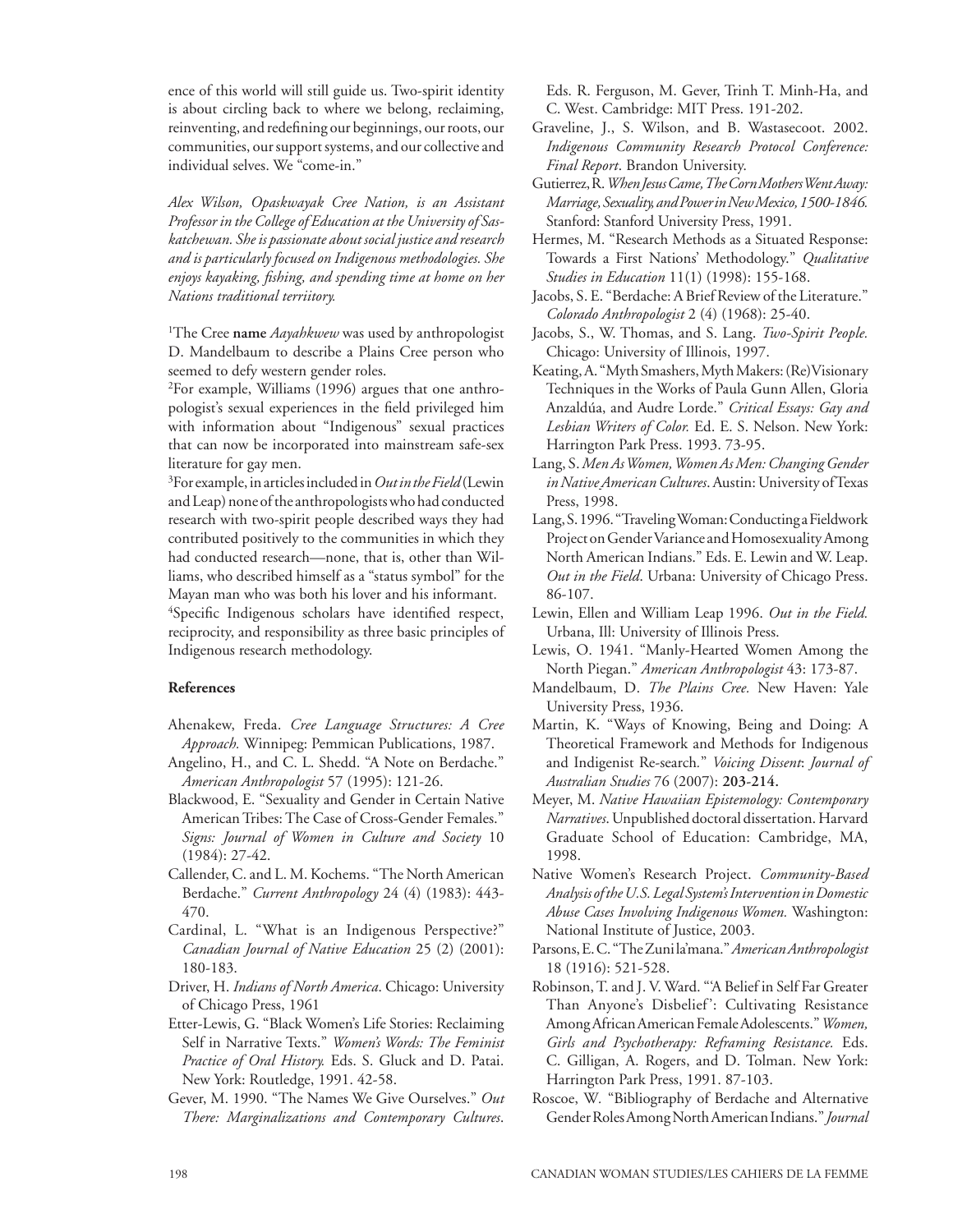ence of this world will still guide us. Two-spirit identity is about circling back to where we belong, reclaiming, reinventing, and redefining our beginnings, our roots, our communities, our support systems, and our collective and individual selves. We "come-in."

*Alex Wilson, Opaskwayak Cree Nation, is an Assistant Professor in the College of Education at the University of Saskatchewan. She is passionate about social justice and research and is particularly focused on Indigenous methodologies. She enjoys kayaking, fishing, and spending time at home on her Nations traditional terriitory.*

[1]The Cree **name** *Aayahkwew* was used by anthropologist D. Mandelbaum to describe a Plains Cree person who seemed to defy western gender roles.

[2]For example, Williams (1996) argues that one anthropologist's sexual experiences in the field privileged him with information about "Indigenous" sexual practices that can now be incorporated into mainstream safe-sex literature for gay men.

[3]For example, in articles included in *Out in the Field* (Lewin and Leap) none of the anthropologists who had conducted research with two-spirit people described ways they had contributed positively to the communities in which they had conducted research—none, that is, other than Williams, who described himself as a "status symbol" for the Mayan man who was both his lover and his informant.

[4]Specific Indigenous scholars have identified respect, reciprocity, and responsibility as three basic principles of Indigenous research methodology.

## References

Ahenakew, Freda. *Cree Language Structures: A Cree Approach.* Winnipeg: Pemmican Publications, 1987.

Angelino, H., and C. L. Shedd. "A Note on Berdache." *American Anthropologist* 57 (1995): 121-26.

Blackwood, E. "Sexuality and Gender in Certain Native American Tribes: The Case of Cross-Gender Females." *Signs: Journal of Women in Culture and Society* 10 (1984): 27-42.

Callender, C. and L. M. Kochems. "The North American Berdache." *Current Anthropology* 24 (4) (1983): 443-470.

Cardinal, L. "What is an Indigenous Perspective?" *Canadian Journal of Native Education* 25 (2) (2001): 180-183.

Driver, H. *Indians of North America*. Chicago: University of Chicago Press, 1961

Etter-Lewis, G. "Black Women's Life Stories: Reclaiming Self in Narrative Texts." *Women's Words: The Feminist Practice of Oral History.* Eds. S. Gluck and D. Patai. New York: Routledge, 1991. 42-58.

Gever, M. 1990. "The Names We Give Ourselves." *Out There: Marginalizations and Contemporary Cultures*. Eds. R. Ferguson, M. Gever, Trinh T. Minh-Ha, and C. West. Cambridge: MIT Press. 191-202.

Graveline, J., S. Wilson, and B. Wastasecoot. 2002. *Indigenous Community Research Protocol Conference: Final Report*. Brandon University.

Gutierrez, R. *When Jesus Came, The Corn Mothers Went Away: Marriage, Sexuality, and Power in New Mexico, 1500-1846.* Stanford: Stanford University Press, 1991.

Hermes, M. "Research Methods as a Situated Response: Towards a First Nations' Methodology." *Qualitative Studies in Education* 11(1) (1998): 155-168.

Jacobs, S. E. "Berdache: A Brief Review of the Literature." *Colorado Anthropologist* 2 (4) (1968): 25-40.

Jacobs, S., W. Thomas, and S. Lang. *Two-Spirit People.* Chicago: University of Illinois, 1997.

Keating, A. "Myth Smashers, Myth Makers: (Re)Visionary Techniques in the Works of Paula Gunn Allen, Gloria Anzaldúa, and Audre Lorde." *Critical Essays: Gay and Lesbian Writers of Color.* Ed. E. S. Nelson. New York: Harrington Park Press. 1993. 73-95.

Lang, S. *Men As Women, Women As Men: Changing Gender in Native American Cultures*. Austin: University of Texas Press, 1998.

Lang, S. 1996. "Traveling Woman: Conducting a Fieldwork Project on Gender Variance and Homosexuality Among North American Indians." Eds. E. Lewin and W. Leap. *Out in the Field*. Urbana: University of Chicago Press. 86-107.

Lewin, Ellen and William Leap 1996. *Out in the Field.* Urbana, Ill: University of Illinois Press.

Lewis, O. 1941. "Manly-Hearted Women Among the North Piegan." *American Anthropologist* 43: 173-87.

Mandelbaum, D. *The Plains Cree.* New Haven: Yale University Press, 1936.

Martin, K. "Ways of Knowing, Being and Doing: A Theoretical Framework and Methods for Indigenous and Indigenist Re-search." *Voicing Dissent*: *Journal of Australian Studies* 76 (2007): **203-214.**

Meyer, M. *Native Hawaiian Epistemology: Contemporary Narratives*. Unpublished doctoral dissertation. Harvard Graduate School of Education: Cambridge, MA, 1998.

Native Women's Research Project. *Community-Based Analysis of the U.S. Legal System's Intervention in Domestic Abuse Cases Involving Indigenous Women.* Washington: National Institute of Justice, 2003.

Parsons, E. C. "The Zuni la'mana." *American Anthropologist* 18 (1916): 521-528.

Robinson, T. and J. V. Ward. "'A Belief in Self Far Greater Than Anyone's Disbelief': Cultivating Resistance Among African American Female Adolescents." *Women, Girls and Psychotherapy: Reframing Resistance.* Eds. C. Gilligan, A. Rogers, and D. Tolman. New York: Harrington Park Press, 1991. 87-103.

Roscoe, W. "Bibliography of Berdache and Alternative Gender Roles Among North American Indians." *Journal*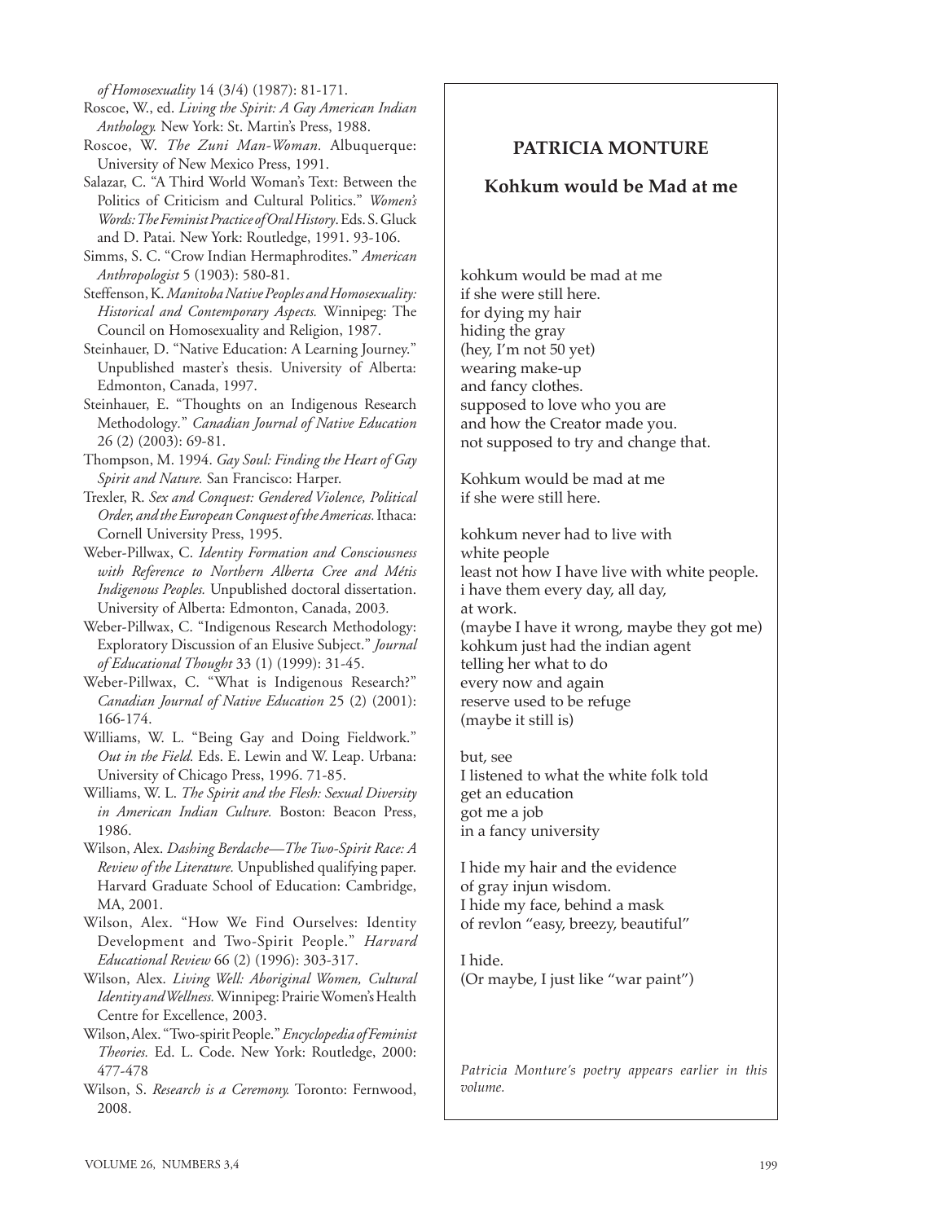*of Homosexuality* 14 (3/4) (1987): 81-171.

Roscoe, W., ed. *Living the Spirit: A Gay American Indian Anthology.* New York: St. Martin's Press, 1988.

Roscoe, W. *The Zuni Man-Woman.* Albuquerque: University of New Mexico Press, 1991.

Salazar, C. "A Third World Woman's Text: Between the Politics of Criticism and Cultural Politics." *Women's Words: The Feminist Practice of Oral History*. Eds. S. Gluck and D. Patai. New York: Routledge, 1991. 93-106.

Simms, S. C. "Crow Indian Hermaphrodites." *American Anthropologist* 5 (1903): 580-81.

Steffenson, K. *Manitoba Native Peoples and Homosexuality: Historical and Contemporary Aspects.* Winnipeg: The Council on Homosexuality and Religion, 1987.

Steinhauer, D. "Native Education: A Learning Journey." Unpublished master's thesis. University of Alberta: Edmonton, Canada, 1997.

Steinhauer, E. "Thoughts on an Indigenous Research Methodology." *Canadian Journal of Native Education* 26 (2) (2003): 69-81.

Thompson, M. 1994. *Gay Soul: Finding the Heart of Gay Spirit and Nature.* San Francisco: Harper.

Trexler, R. *Sex and Conquest: Gendered Violence, Political Order, and the European Conquest of the Americas.* Ithaca: Cornell University Press, 1995.

Weber-Pillwax, C. *Identity Formation and Consciousness with Reference to Northern Alberta Cree and Métis Indigenous Peoples.* Unpublished doctoral dissertation. University of Alberta: Edmonton, Canada, 2003.

Weber-Pillwax, C. "Indigenous Research Methodology: Exploratory Discussion of an Elusive Subject." *Journal of Educational Thought* 33 (1) (1999): 31-45.

Weber-Pillwax, C. "What is Indigenous Research?" *Canadian Journal of Native Education* 25 (2) (2001): 166-174.

Williams, W. L. "Being Gay and Doing Fieldwork." *Out in the Field.* Eds. E. Lewin and W. Leap. Urbana: University of Chicago Press, 1996. 71-85.

Williams, W. L. *The Spirit and the Flesh: Sexual Diversity in American Indian Culture.* Boston: Beacon Press, 1986.

Wilson, Alex. *Dashing Berdache—The Two-Spirit Race: A Review of the Literature.* Unpublished qualifying paper. Harvard Graduate School of Education: Cambridge, MA, 2001.

Wilson, Alex. "How We Find Ourselves: Identity Development and Two-Spirit People." *Harvard Educational Review* 66 (2) (1996): 303-317.

Wilson, Alex. *Living Well: Aboriginal Women, Cultural Identity and Wellness.* Winnipeg: Prairie Women's Health Centre for Excellence, 2003.

Wilson, Alex. "Two-spirit People." *Encyclopedia of Feminist Theories.* Ed. L. Code. New York: Routledge, 2000: 477-478

Wilson, S. *Research is a Ceremony.* Toronto: Fernwood, 2008.

## PATRICIA MONTURE

### Kohkum would be Mad at me

kohkum would be mad at me
if she were still here.
for dying my hair
hiding the gray
(hey, I'm not 50 yet)
wearing make-up
and fancy clothes.
supposed to love who you are
and how the Creator made you.
not supposed to try and change that.

Kohkum would be mad at me
if she were still here.

kohkum never had to live with
white people
least not how I have live with white people.
i have them every day, all day,
at work.
(maybe I have it wrong, maybe they got me)
kohkum just had the indian agent
telling her what to do
every now and again
reserve used to be refuge
(maybe it still is)

but, see
I listened to what the white folk told
get an education
got me a job
in a fancy university

I hide my hair and the evidence
of gray injun wisdom.
I hide my face, behind a mask
of revlon "easy, breezy, beautiful"

I hide.
(Or maybe, I just like "war paint")

*Patricia Monture's poetry appears earlier in this volume.*